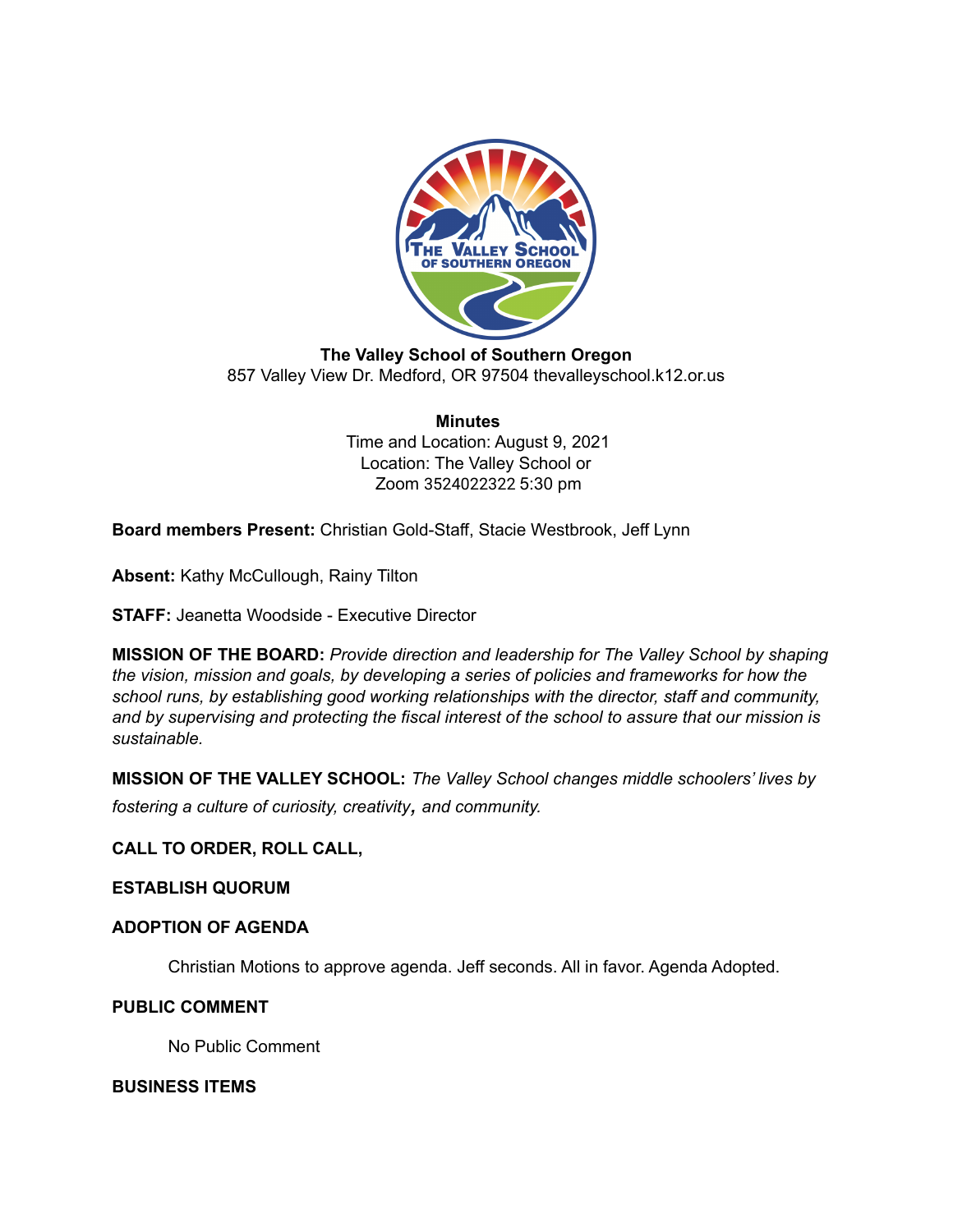**The Valley School of Southern Oregon**
857 Valley View Dr. Medford, OR 97504 thevalleyschool.k12.or.us

**Minutes**
Time and Location: August 9, 2021
Location: The Valley School or
Zoom 3524022322 5:30 pm

**Board members Present:** Christian Gold-Staff, Stacie Westbrook, Jeff Lynn

**Absent:** Kathy McCullough, Rainy Tilton

**STAFF:** Jeanetta Woodside - Executive Director

**MISSION OF THE BOARD:** *Provide direction and leadership for The Valley School by shaping the vision, mission and goals, by developing a series of policies and frameworks for how the school runs, by establishing good working relationships with the director, staff and community, and by supervising and protecting the fiscal interest of the school to assure that our mission is sustainable.*

**MISSION OF THE VALLEY SCHOOL:** *The Valley School changes middle schoolers' lives by fostering a culture of curiosity, creativity, and community.*

**CALL TO ORDER, ROLL CALL,**

**ESTABLISH QUORUM**

**ADOPTION OF AGENDA**

Christian Motions to approve agenda. Jeff seconds. All in favor. Agenda Adopted.

**PUBLIC COMMENT**

No Public Comment

**BUSINESS ITEMS**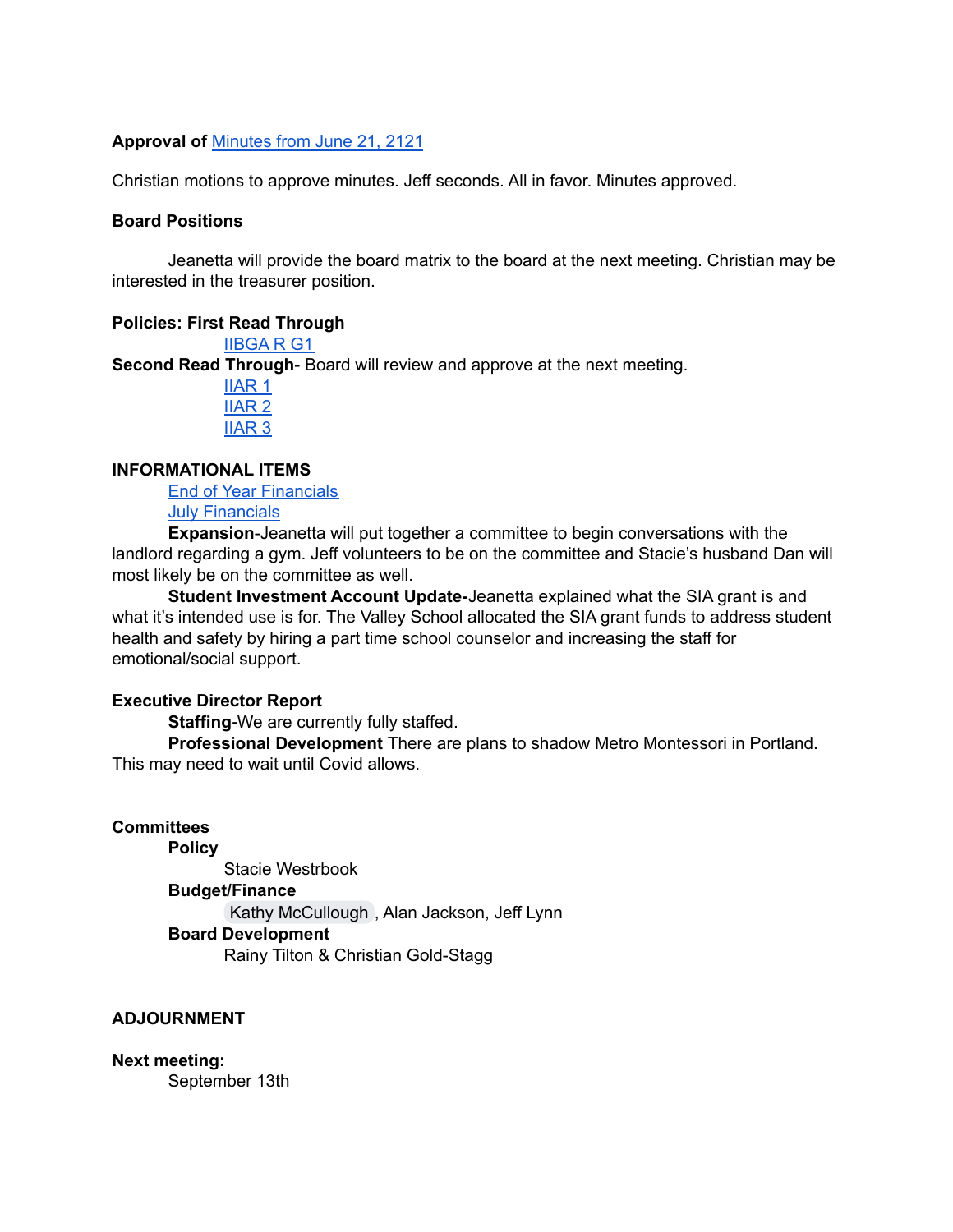**Approval of** [Minutes from June 21, 2121]

Christian motions to approve minutes. Jeff seconds. All in favor. Minutes approved.

**Board Positions**

Jeanetta will provide the board matrix to the board at the next meeting. Christian may be interested in the treasurer position.

**Policies: First Read Through**

IIBGA R G1

**Second Read Through**- Board will review and approve at the next meeting.

IIAR 1
IIAR 2
IIAR 3

**INFORMATIONAL ITEMS**

End of Year Financials
July Financials

**Expansion**-Jeanetta will put together a committee to begin conversations with the landlord regarding a gym. Jeff volunteers to be on the committee and Stacie's husband Dan will most likely be on the committee as well.

**Student Investment Account Update-**Jeanetta explained what the SIA grant is and what it's intended use is for. The Valley School allocated the SIA grant funds to address student health and safety by hiring a part time school counselor and increasing the staff for emotional/social support.

**Executive Director Report**

**Staffing-**We are currently fully staffed.

**Professional Development** There are plans to shadow Metro Montessori in Portland. This may need to wait until Covid allows.

**Committees**

**Policy**

Stacie Westrbook

**Budget/Finance**

Kathy McCullough, Alan Jackson, Jeff Lynn

**Board Development**

Rainy Tilton & Christian Gold-Stagg

**ADJOURNMENT**

**Next meeting:**

September 13th